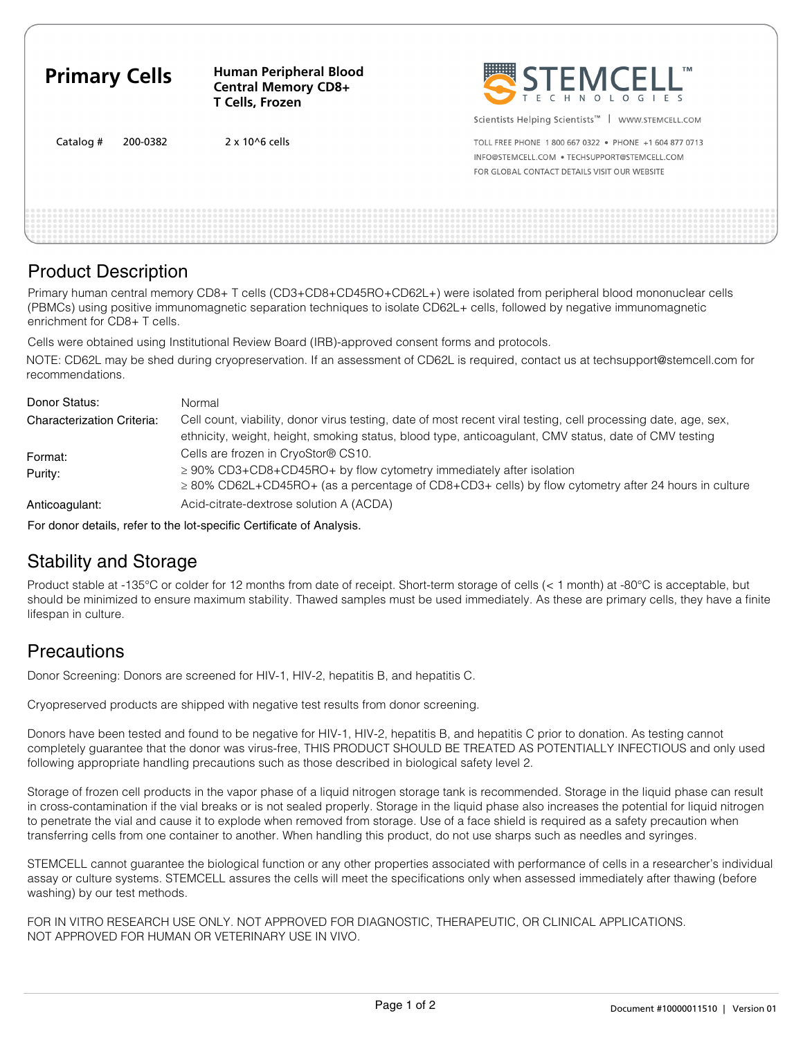# Primary Cells

**Human Peripheral Blood Central Memory CD8+ T Cells, Frozen**

Catalog # 200-0382 2 x 10^6 cells

STEMCELL TECHNOLOGIES

Scientists Helping Scientists™ | WWW.STEMCELL.COM

TOLL FREE PHONE 1 800 667 0322 • PHONE +1 604 877 0713
INFO@STEMCELL.COM • TECHSUPPORT@STEMCELL.COM
FOR GLOBAL CONTACT DETAILS VISIT OUR WEBSITE

## Product Description

Primary human central memory CD8+ T cells (CD3+CD8+CD45RO+CD62L+) were isolated from peripheral blood mononuclear cells (PBMCs) using positive immunomagnetic separation techniques to isolate CD62L+ cells, followed by negative immunomagnetic enrichment for CD8+ T cells.

Cells were obtained using Institutional Review Board (IRB)-approved consent forms and protocols.

NOTE: CD62L may be shed during cryopreservation. If an assessment of CD62L is required, contact us at techsupport@stemcell.com for recommendations.

| | |
|---|---|
| Donor Status: | Normal |
| Characterization Criteria: | Cell count, viability, donor virus testing, date of most recent viral testing, cell processing date, age, sex, ethnicity, weight, height, smoking status, blood type, anticoagulant, CMV status, date of CMV testing |
| Format: | Cells are frozen in CryoStor® CS10. |
| Purity: | ≥ 90% CD3+CD8+CD45RO+ by flow cytometry immediately after isolation<br>≥ 80% CD62L+CD45RO+ (as a percentage of CD8+CD3+ cells) by flow cytometry after 24 hours in culture |
| Anticoagulant: | Acid-citrate-dextrose solution A (ACDA) |

For donor details, refer to the lot-specific Certificate of Analysis.

## Stability and Storage

Product stable at -135°C or colder for 12 months from date of receipt. Short-term storage of cells (< 1 month) at -80°C is acceptable, but should be minimized to ensure maximum stability. Thawed samples must be used immediately. As these are primary cells, they have a finite lifespan in culture.

## Precautions

Donor Screening: Donors are screened for HIV-1, HIV-2, hepatitis B, and hepatitis C.

Cryopreserved products are shipped with negative test results from donor screening.

Donors have been tested and found to be negative for HIV-1, HIV-2, hepatitis B, and hepatitis C prior to donation. As testing cannot completely guarantee that the donor was virus-free, THIS PRODUCT SHOULD BE TREATED AS POTENTIALLY INFECTIOUS and only used following appropriate handling precautions such as those described in biological safety level 2.

Storage of frozen cell products in the vapor phase of a liquid nitrogen storage tank is recommended. Storage in the liquid phase can result in cross-contamination if the vial breaks or is not sealed properly. Storage in the liquid phase also increases the potential for liquid nitrogen to penetrate the vial and cause it to explode when removed from storage. Use of a face shield is required as a safety precaution when transferring cells from one container to another. When handling this product, do not use sharps such as needles and syringes.

STEMCELL cannot guarantee the biological function or any other properties associated with performance of cells in a researcher's individual assay or culture systems. STEMCELL assures the cells will meet the specifications only when assessed immediately after thawing (before washing) by our test methods.

FOR IN VITRO RESEARCH USE ONLY. NOT APPROVED FOR DIAGNOSTIC, THERAPEUTIC, OR CLINICAL APPLICATIONS.
NOT APPROVED FOR HUMAN OR VETERINARY USE IN VIVO.

Document #10000011510 | Version 01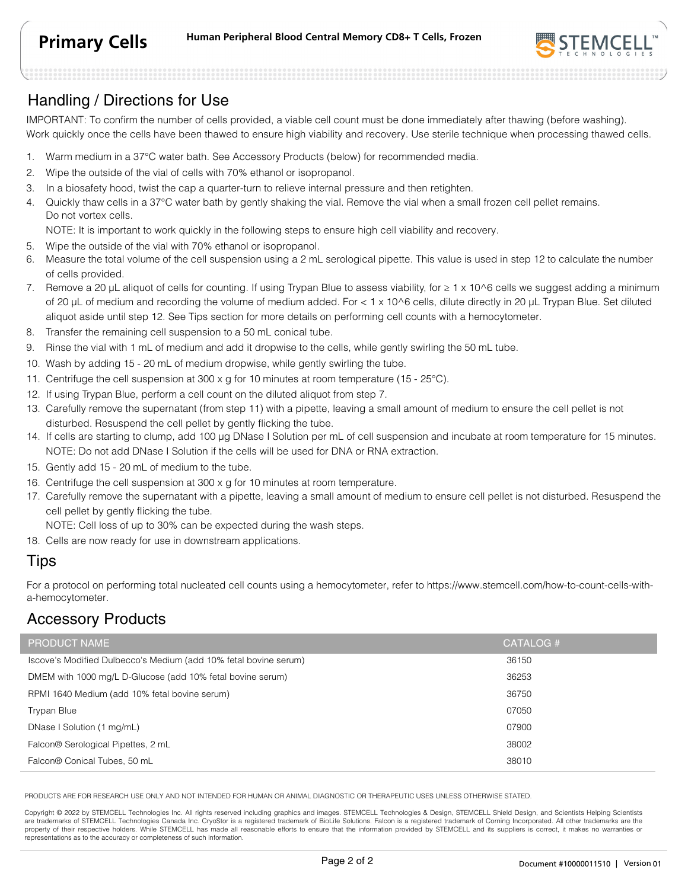## Handling / Directions for Use

IMPORTANT: To confirm the number of cells provided, a viable cell count must be done immediately after thawing (before washing). Work quickly once the cells have been thawed to ensure high viability and recovery. Use sterile technique when processing thawed cells.

1. Warm medium in a 37°C water bath. See Accessory Products (below) for recommended media.
2. Wipe the outside of the vial of cells with 70% ethanol or isopropanol.
3. In a biosafety hood, twist the cap a quarter-turn to relieve internal pressure and then retighten.
4. Quickly thaw cells in a 37°C water bath by gently shaking the vial. Remove the vial when a small frozen cell pellet remains. Do not vortex cells.
   NOTE: It is important to work quickly in the following steps to ensure high cell viability and recovery.
5. Wipe the outside of the vial with 70% ethanol or isopropanol.
6. Measure the total volume of the cell suspension using a 2 mL serological pipette. This value is used in step 12 to calculate the number of cells provided.
7. Remove a 20 µL aliquot of cells for counting. If using Trypan Blue to assess viability, for ≥ 1 x 10^6 cells we suggest adding a minimum of 20 µL of medium and recording the volume of medium added. For < 1 x 10^6 cells, dilute directly in 20 µL Trypan Blue. Set diluted aliquot aside until step 12. See Tips section for more details on performing cell counts with a hemocytometer.
8. Transfer the remaining cell suspension to a 50 mL conical tube.
9. Rinse the vial with 1 mL of medium and add it dropwise to the cells, while gently swirling the 50 mL tube.
10. Wash by adding 15 - 20 mL of medium dropwise, while gently swirling the tube.
11. Centrifuge the cell suspension at 300 x g for 10 minutes at room temperature (15 - 25°C).
12. If using Trypan Blue, perform a cell count on the diluted aliquot from step 7.
13. Carefully remove the supernatant (from step 11) with a pipette, leaving a small amount of medium to ensure the cell pellet is not disturbed. Resuspend the cell pellet by gently flicking the tube.
14. If cells are starting to clump, add 100 µg DNase I Solution per mL of cell suspension and incubate at room temperature for 15 minutes. NOTE: Do not add DNase I Solution if the cells will be used for DNA or RNA extraction.
15. Gently add 15 - 20 mL of medium to the tube.
16. Centrifuge the cell suspension at 300 x g for 10 minutes at room temperature.
17. Carefully remove the supernatant with a pipette, leaving a small amount of medium to ensure cell pellet is not disturbed. Resuspend the cell pellet by gently flicking the tube.
    NOTE: Cell loss of up to 30% can be expected during the wash steps.
18. Cells are now ready for use in downstream applications.

## Tips

For a protocol on performing total nucleated cell counts using a hemocytometer, refer to https://www.stemcell.com/how-to-count-cells-with-a-hemocytometer.

## Accessory Products

| PRODUCT NAME | CATALOG # |
| --- | --- |
| Iscove's Modified Dulbecco's Medium (add 10% fetal bovine serum) | 36150 |
| DMEM with 1000 mg/L D-Glucose (add 10% fetal bovine serum) | 36253 |
| RPMI 1640 Medium (add 10% fetal bovine serum) | 36750 |
| Trypan Blue | 07050 |
| DNase I Solution (1 mg/mL) | 07900 |
| Falcon® Serological Pipettes, 2 mL | 38002 |
| Falcon® Conical Tubes, 50 mL | 38010 |

PRODUCTS ARE FOR RESEARCH USE ONLY AND NOT INTENDED FOR HUMAN OR ANIMAL DIAGNOSTIC OR THERAPEUTIC USES UNLESS OTHERWISE STATED.

Copyright © 2022 by STEMCELL Technologies Inc. All rights reserved including graphics and images. STEMCELL Technologies & Design, STEMCELL Shield Design, and Scientists Helping Scientists are trademarks of STEMCELL Technologies Canada Inc. CryoStor is a registered trademark of BioLife Solutions. Falcon is a registered trademark of Corning Incorporated. All other trademarks are the property of their respective holders. While STEMCELL has made all reasonable efforts to ensure that the information provided by STEMCELL and its suppliers is correct, it makes no warranties or representations as to the accuracy or completeness of such information.

Document #10000011510 | Version 01